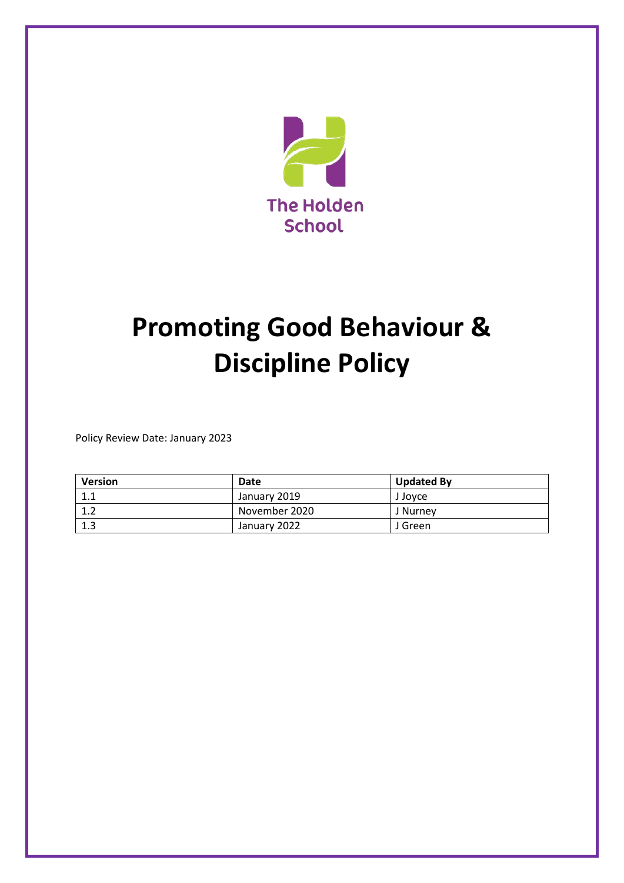The Holden School

# Promoting Good Behaviour & Discipline Policy

Policy Review Date: January 2023

| Version | Date | Updated By |
| --- | --- | --- |
| 1.1 | January 2019 | J Joyce |
| 1.2 | November 2020 | J Nurney |
| 1.3 | January 2022 | J Green |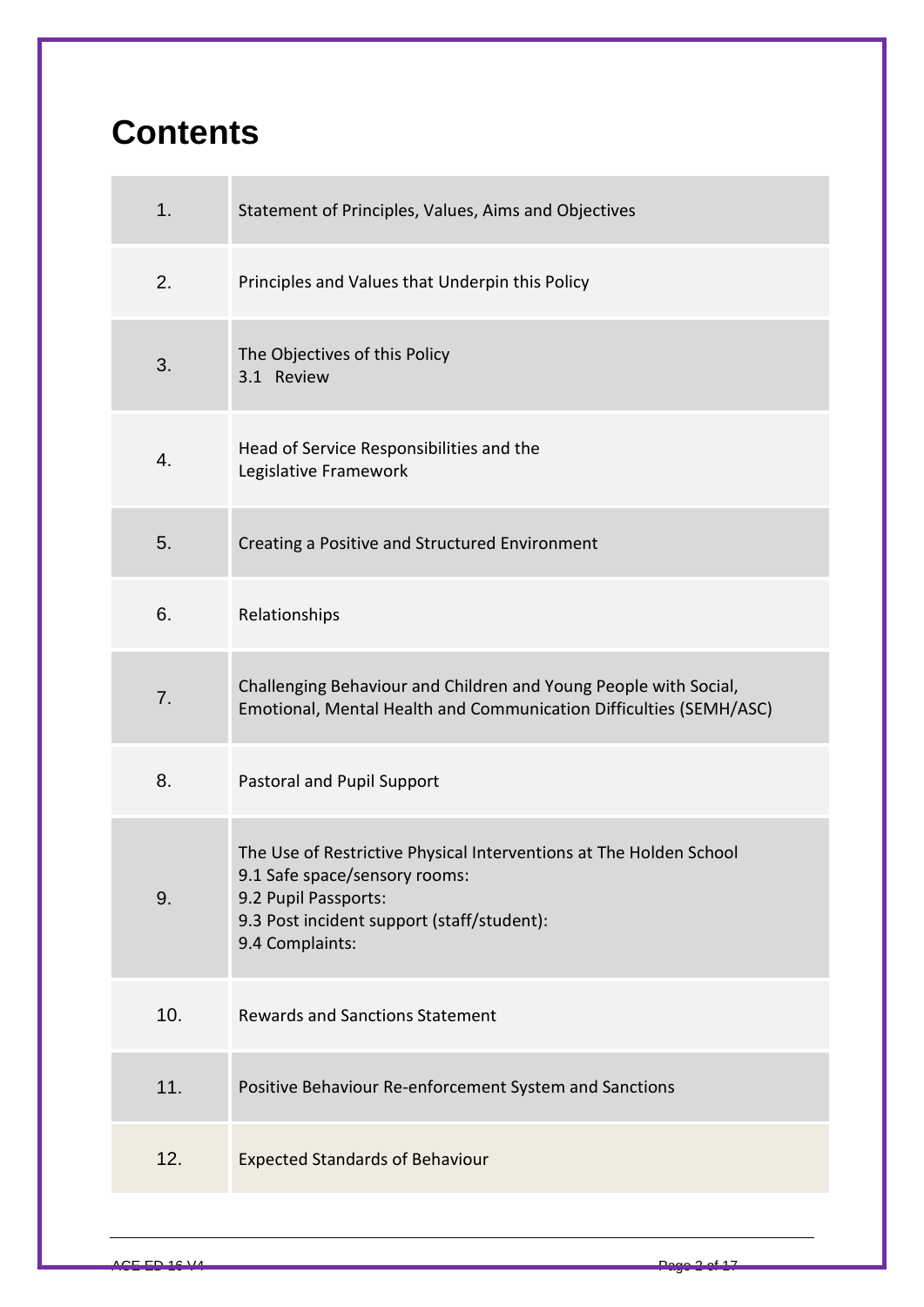# Contents

| | |
|---|---|
| 1. | Statement of Principles, Values, Aims and Objectives |
| 2. | Principles and Values that Underpin this Policy |
| 3. | The Objectives of this Policy<br>3.1 Review |
| 4. | Head of Service Responsibilities and the<br>Legislative Framework |
| 5. | Creating a Positive and Structured Environment |
| 6. | Relationships |
| 7. | Challenging Behaviour and Children and Young People with Social, Emotional, Mental Health and Communication Difficulties (SEMH/ASC) |
| 8. | Pastoral and Pupil Support |
| 9. | The Use of Restrictive Physical Interventions at The Holden School<br>9.1 Safe space/sensory rooms:<br>9.2 Pupil Passports:<br>9.3 Post incident support (staff/student):<br>9.4 Complaints: |
| 10. | Rewards and Sanctions Statement |
| 11. | Positive Behaviour Re-enforcement System and Sanctions |
| 12. | Expected Standards of Behaviour |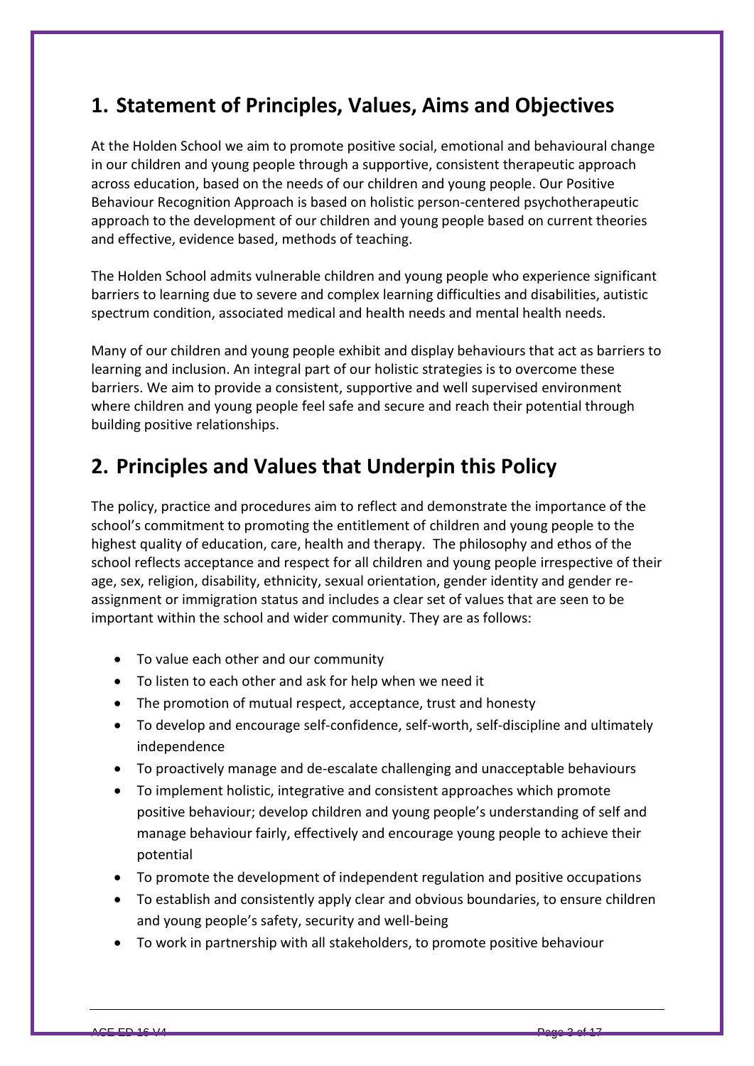## 1. Statement of Principles, Values, Aims and Objectives

At the Holden School we aim to promote positive social, emotional and behavioural change in our children and young people through a supportive, consistent therapeutic approach across education, based on the needs of our children and young people. Our Positive Behaviour Recognition Approach is based on holistic person-centered psychotherapeutic approach to the development of our children and young people based on current theories and effective, evidence based, methods of teaching.

The Holden School admits vulnerable children and young people who experience significant barriers to learning due to severe and complex learning difficulties and disabilities, autistic spectrum condition, associated medical and health needs and mental health needs.

Many of our children and young people exhibit and display behaviours that act as barriers to learning and inclusion. An integral part of our holistic strategies is to overcome these barriers. We aim to provide a consistent, supportive and well supervised environment where children and young people feel safe and secure and reach their potential through building positive relationships.

## 2. Principles and Values that Underpin this Policy

The policy, practice and procedures aim to reflect and demonstrate the importance of the school's commitment to promoting the entitlement of children and young people to the highest quality of education, care, health and therapy. The philosophy and ethos of the school reflects acceptance and respect for all children and young people irrespective of their age, sex, religion, disability, ethnicity, sexual orientation, gender identity and gender re-assignment or immigration status and includes a clear set of values that are seen to be important within the school and wider community. They are as follows:

- To value each other and our community
- To listen to each other and ask for help when we need it
- The promotion of mutual respect, acceptance, trust and honesty
- To develop and encourage self-confidence, self-worth, self-discipline and ultimately independence
- To proactively manage and de-escalate challenging and unacceptable behaviours
- To implement holistic, integrative and consistent approaches which promote positive behaviour; develop children and young people's understanding of self and manage behaviour fairly, effectively and encourage young people to achieve their potential
- To promote the development of independent regulation and positive occupations
- To establish and consistently apply clear and obvious boundaries, to ensure children and young people's safety, security and well-being
- To work in partnership with all stakeholders, to promote positive behaviour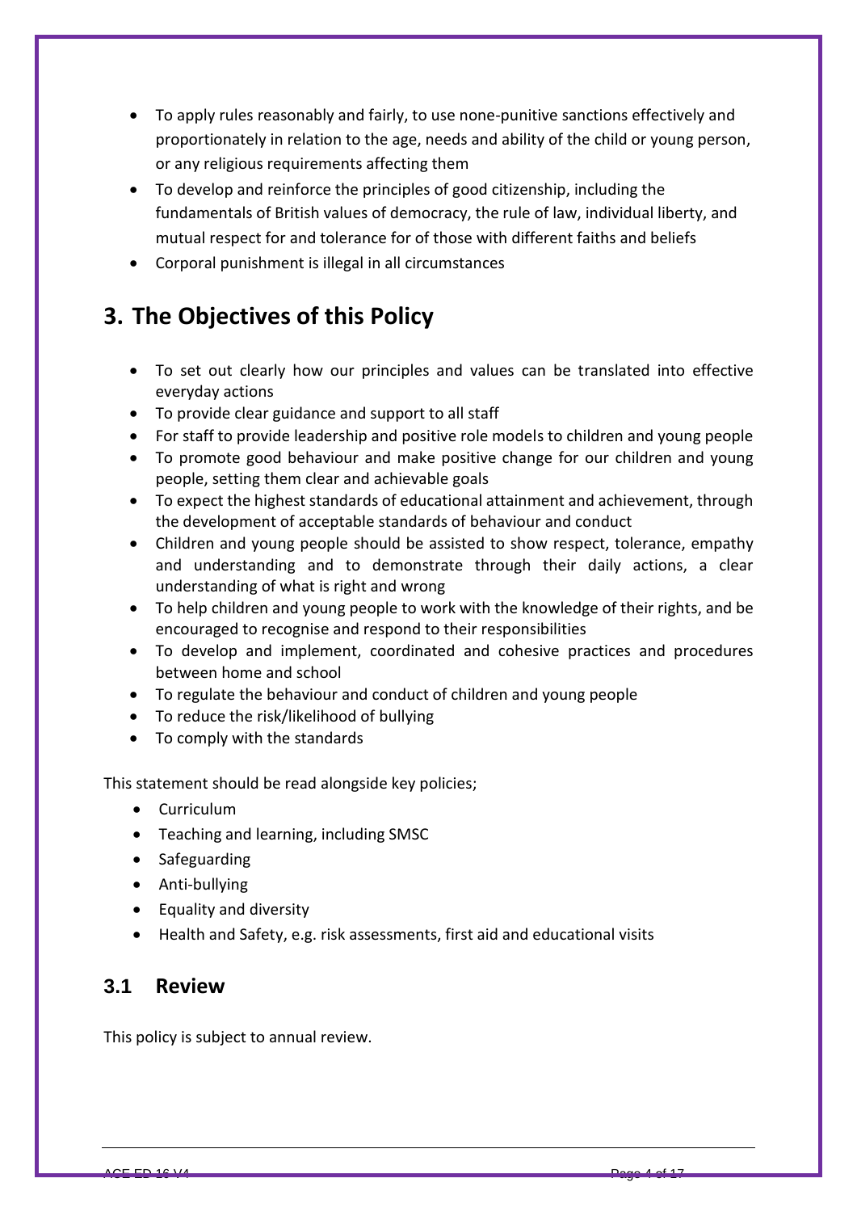- To apply rules reasonably and fairly, to use none-punitive sanctions effectively and proportionately in relation to the age, needs and ability of the child or young person, or any religious requirements affecting them
- To develop and reinforce the principles of good citizenship, including the fundamentals of British values of democracy, the rule of law, individual liberty, and mutual respect for and tolerance for of those with different faiths and beliefs
- Corporal punishment is illegal in all circumstances

# 3. The Objectives of this Policy

- To set out clearly how our principles and values can be translated into effective everyday actions
- To provide clear guidance and support to all staff
- For staff to provide leadership and positive role models to children and young people
- To promote good behaviour and make positive change for our children and young people, setting them clear and achievable goals
- To expect the highest standards of educational attainment and achievement, through the development of acceptable standards of behaviour and conduct
- Children and young people should be assisted to show respect, tolerance, empathy and understanding and to demonstrate through their daily actions, a clear understanding of what is right and wrong
- To help children and young people to work with the knowledge of their rights, and be encouraged to recognise and respond to their responsibilities
- To develop and implement, coordinated and cohesive practices and procedures between home and school
- To regulate the behaviour and conduct of children and young people
- To reduce the risk/likelihood of bullying
- To comply with the standards

This statement should be read alongside key policies;

- Curriculum
- Teaching and learning, including SMSC
- Safeguarding
- Anti-bullying
- Equality and diversity
- Health and Safety, e.g. risk assessments, first aid and educational visits

## 3.1 Review

This policy is subject to annual review.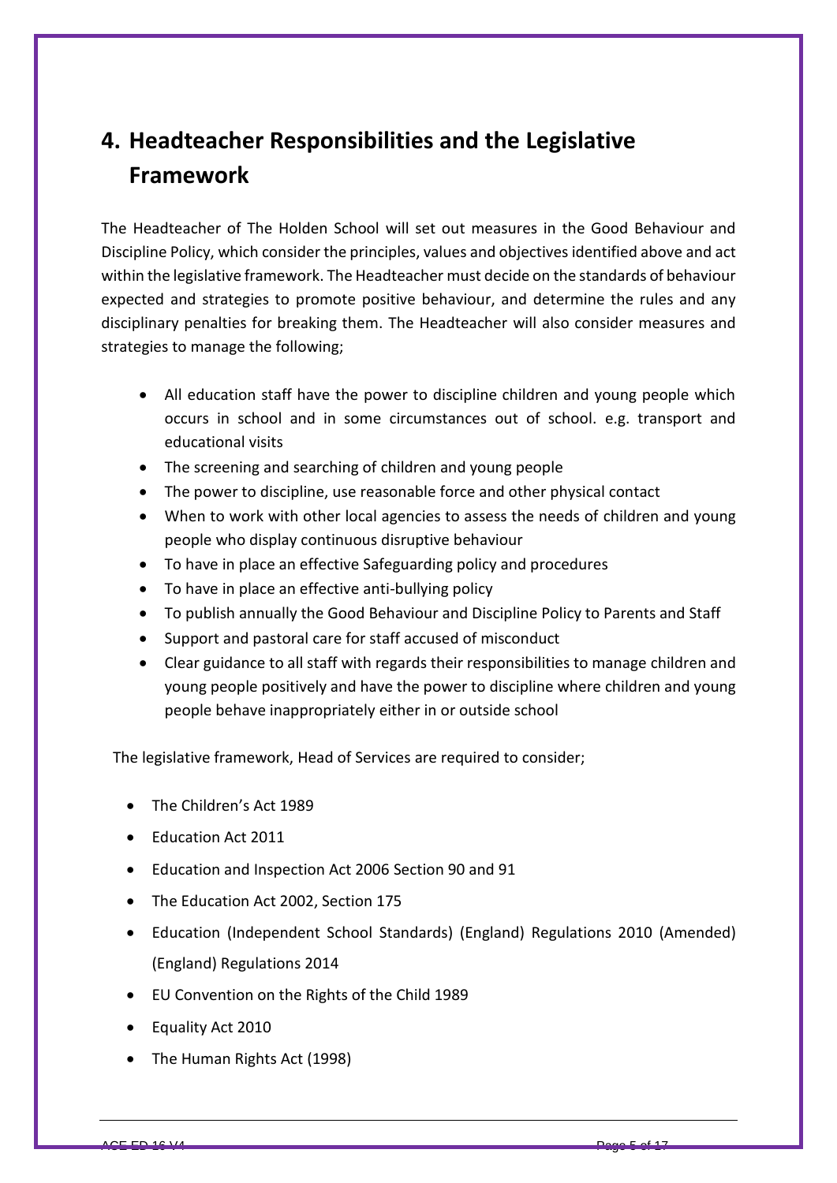## 4. Headteacher Responsibilities and the Legislative Framework

The Headteacher of The Holden School will set out measures in the Good Behaviour and Discipline Policy, which consider the principles, values and objectives identified above and act within the legislative framework. The Headteacher must decide on the standards of behaviour expected and strategies to promote positive behaviour, and determine the rules and any disciplinary penalties for breaking them. The Headteacher will also consider measures and strategies to manage the following;

- All education staff have the power to discipline children and young people which occurs in school and in some circumstances out of school. e.g. transport and educational visits
- The screening and searching of children and young people
- The power to discipline, use reasonable force and other physical contact
- When to work with other local agencies to assess the needs of children and young people who display continuous disruptive behaviour
- To have in place an effective Safeguarding policy and procedures
- To have in place an effective anti-bullying policy
- To publish annually the Good Behaviour and Discipline Policy to Parents and Staff
- Support and pastoral care for staff accused of misconduct
- Clear guidance to all staff with regards their responsibilities to manage children and young people positively and have the power to discipline where children and young people behave inappropriately either in or outside school

The legislative framework, Head of Services are required to consider;

- The Children's Act 1989
- Education Act 2011
- Education and Inspection Act 2006 Section 90 and 91
- The Education Act 2002, Section 175
- Education (Independent School Standards) (England) Regulations 2010 (Amended) (England) Regulations 2014
- EU Convention on the Rights of the Child 1989
- Equality Act 2010
- The Human Rights Act (1998)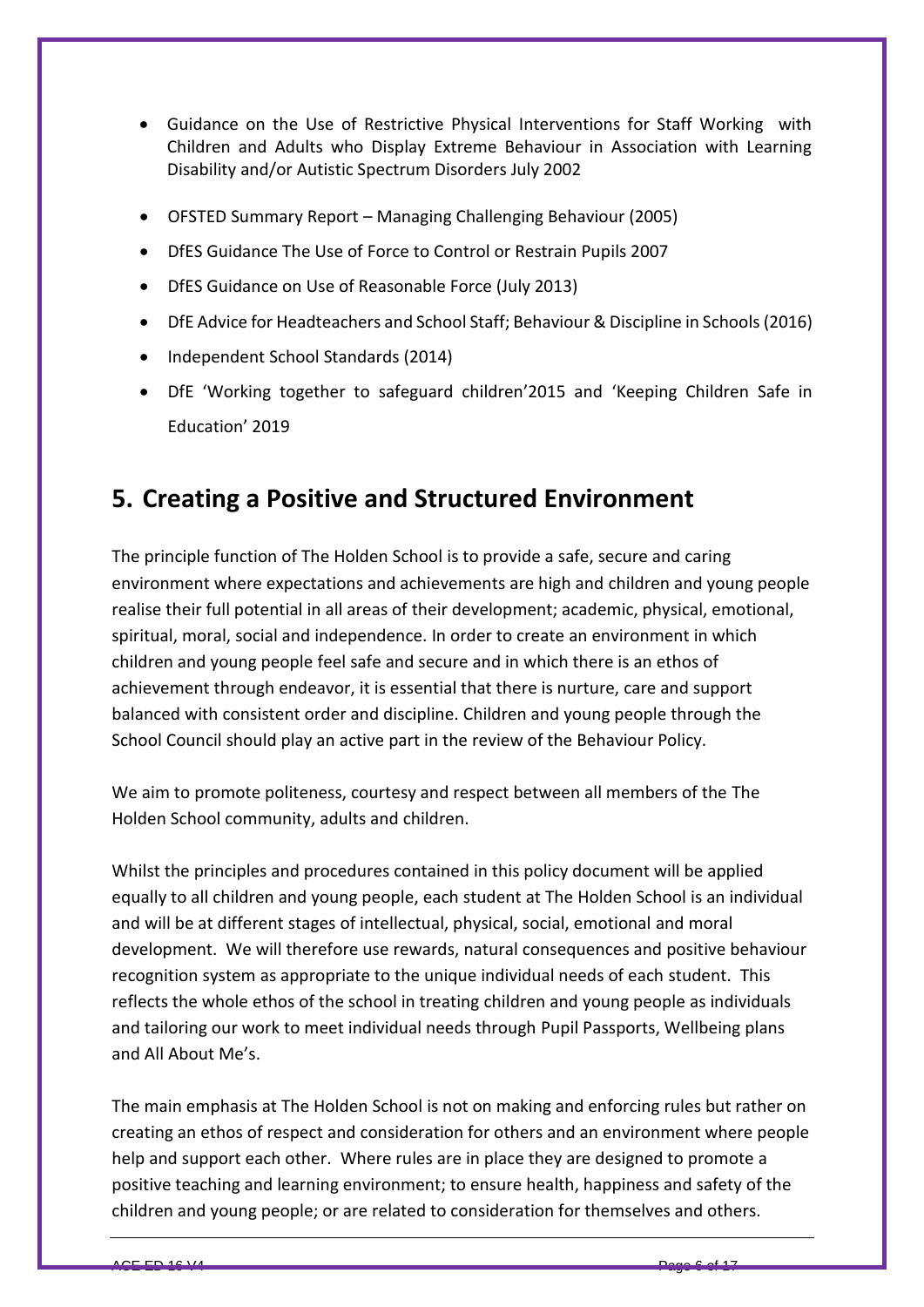- Guidance on the Use of Restrictive Physical Interventions for Staff Working with Children and Adults who Display Extreme Behaviour in Association with Learning Disability and/or Autistic Spectrum Disorders July 2002
- OFSTED Summary Report – Managing Challenging Behaviour (2005)
- DfES Guidance The Use of Force to Control or Restrain Pupils 2007
- DfES Guidance on Use of Reasonable Force (July 2013)
- DfE Advice for Headteachers and School Staff; Behaviour & Discipline in Schools (2016)
- Independent School Standards (2014)
- DfE 'Working together to safeguard children'2015 and 'Keeping Children Safe in Education' 2019

## 5. Creating a Positive and Structured Environment

The principle function of The Holden School is to provide a safe, secure and caring environment where expectations and achievements are high and children and young people realise their full potential in all areas of their development; academic, physical, emotional, spiritual, moral, social and independence. In order to create an environment in which children and young people feel safe and secure and in which there is an ethos of achievement through endeavor, it is essential that there is nurture, care and support balanced with consistent order and discipline. Children and young people through the School Council should play an active part in the review of the Behaviour Policy.

We aim to promote politeness, courtesy and respect between all members of the The Holden School community, adults and children.

Whilst the principles and procedures contained in this policy document will be applied equally to all children and young people, each student at The Holden School is an individual and will be at different stages of intellectual, physical, social, emotional and moral development. We will therefore use rewards, natural consequences and positive behaviour recognition system as appropriate to the unique individual needs of each student. This reflects the whole ethos of the school in treating children and young people as individuals and tailoring our work to meet individual needs through Pupil Passports, Wellbeing plans and All About Me's.

The main emphasis at The Holden School is not on making and enforcing rules but rather on creating an ethos of respect and consideration for others and an environment where people help and support each other. Where rules are in place they are designed to promote a positive teaching and learning environment; to ensure health, happiness and safety of the children and young people; or are related to consideration for themselves and others.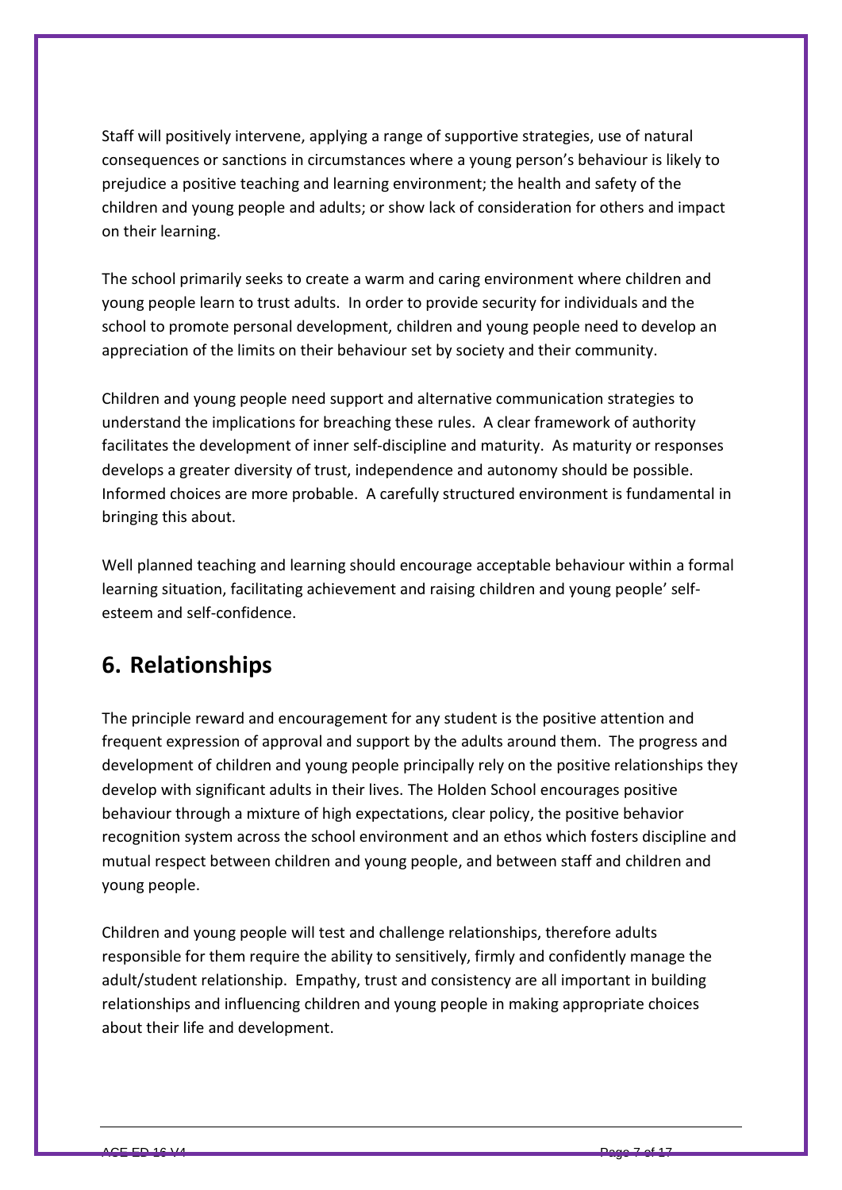Staff will positively intervene, applying a range of supportive strategies, use of natural consequences or sanctions in circumstances where a young person's behaviour is likely to prejudice a positive teaching and learning environment; the health and safety of the children and young people and adults; or show lack of consideration for others and impact on their learning.

The school primarily seeks to create a warm and caring environment where children and young people learn to trust adults. In order to provide security for individuals and the school to promote personal development, children and young people need to develop an appreciation of the limits on their behaviour set by society and their community.

Children and young people need support and alternative communication strategies to understand the implications for breaching these rules. A clear framework of authority facilitates the development of inner self-discipline and maturity. As maturity or responses develops a greater diversity of trust, independence and autonomy should be possible. Informed choices are more probable. A carefully structured environment is fundamental in bringing this about.

Well planned teaching and learning should encourage acceptable behaviour within a formal learning situation, facilitating achievement and raising children and young people' self-esteem and self-confidence.

## 6. Relationships

The principle reward and encouragement for any student is the positive attention and frequent expression of approval and support by the adults around them. The progress and development of children and young people principally rely on the positive relationships they develop with significant adults in their lives. The Holden School encourages positive behaviour through a mixture of high expectations, clear policy, the positive behavior recognition system across the school environment and an ethos which fosters discipline and mutual respect between children and young people, and between staff and children and young people.

Children and young people will test and challenge relationships, therefore adults responsible for them require the ability to sensitively, firmly and confidently manage the adult/student relationship. Empathy, trust and consistency are all important in building relationships and influencing children and young people in making appropriate choices about their life and development.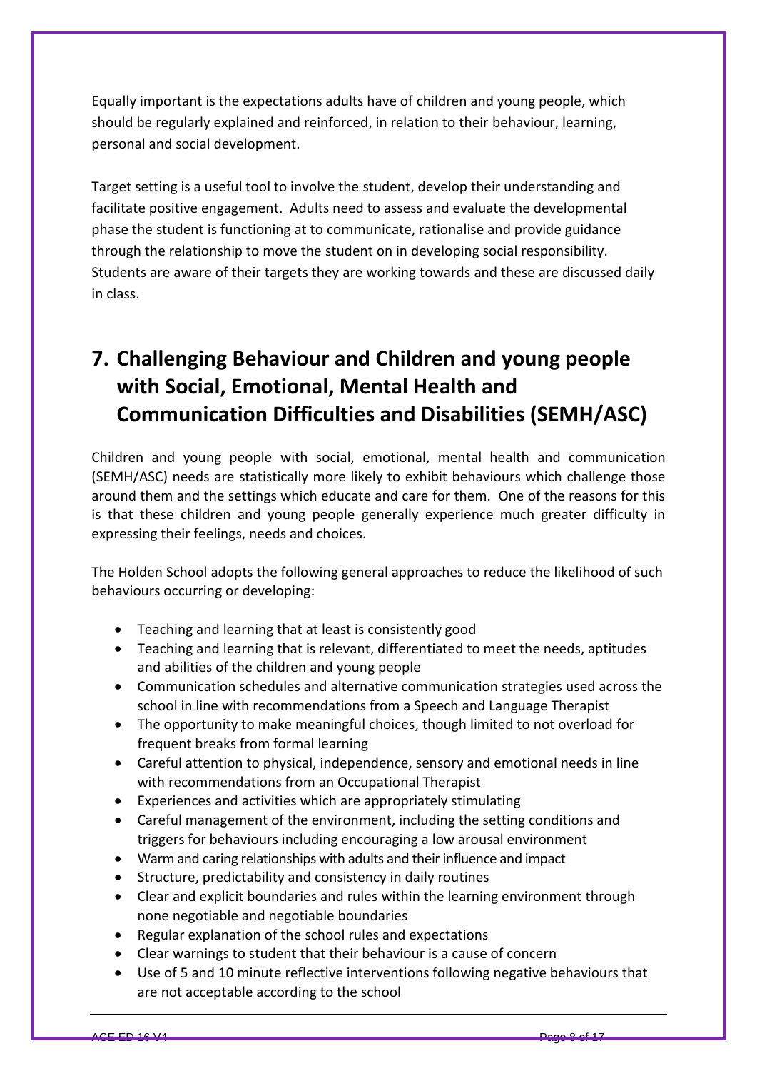Equally important is the expectations adults have of children and young people, which should be regularly explained and reinforced, in relation to their behaviour, learning, personal and social development.

Target setting is a useful tool to involve the student, develop their understanding and facilitate positive engagement. Adults need to assess and evaluate the developmental phase the student is functioning at to communicate, rationalise and provide guidance through the relationship to move the student on in developing social responsibility. Students are aware of their targets they are working towards and these are discussed daily in class.

## 7. Challenging Behaviour and Children and young people with Social, Emotional, Mental Health and Communication Difficulties and Disabilities (SEMH/ASC)

Children and young people with social, emotional, mental health and communication (SEMH/ASC) needs are statistically more likely to exhibit behaviours which challenge those around them and the settings which educate and care for them. One of the reasons for this is that these children and young people generally experience much greater difficulty in expressing their feelings, needs and choices.

The Holden School adopts the following general approaches to reduce the likelihood of such behaviours occurring or developing:

- Teaching and learning that at least is consistently good
- Teaching and learning that is relevant, differentiated to meet the needs, aptitudes and abilities of the children and young people
- Communication schedules and alternative communication strategies used across the school in line with recommendations from a Speech and Language Therapist
- The opportunity to make meaningful choices, though limited to not overload for frequent breaks from formal learning
- Careful attention to physical, independence, sensory and emotional needs in line with recommendations from an Occupational Therapist
- Experiences and activities which are appropriately stimulating
- Careful management of the environment, including the setting conditions and triggers for behaviours including encouraging a low arousal environment
- Warm and caring relationships with adults and their influence and impact
- Structure, predictability and consistency in daily routines
- Clear and explicit boundaries and rules within the learning environment through none negotiable and negotiable boundaries
- Regular explanation of the school rules and expectations
- Clear warnings to student that their behaviour is a cause of concern
- Use of 5 and 10 minute reflective interventions following negative behaviours that are not acceptable according to the school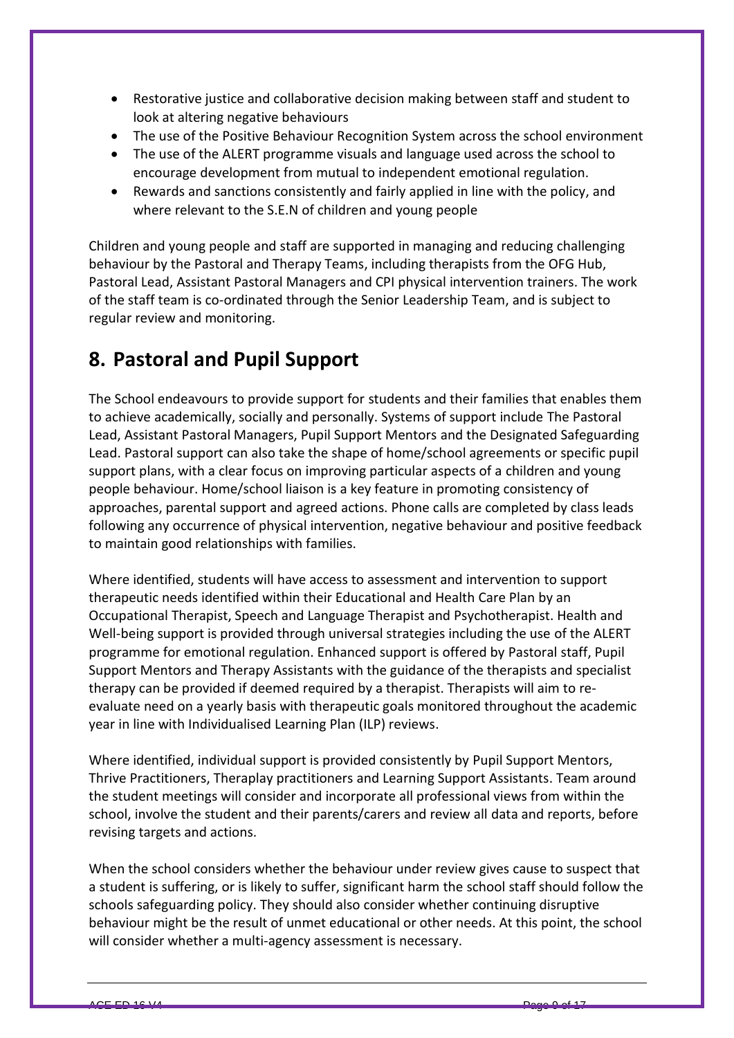- Restorative justice and collaborative decision making between staff and student to look at altering negative behaviours
- The use of the Positive Behaviour Recognition System across the school environment
- The use of the ALERT programme visuals and language used across the school to encourage development from mutual to independent emotional regulation.
- Rewards and sanctions consistently and fairly applied in line with the policy, and where relevant to the S.E.N of children and young people

Children and young people and staff are supported in managing and reducing challenging behaviour by the Pastoral and Therapy Teams, including therapists from the OFG Hub, Pastoral Lead, Assistant Pastoral Managers and CPI physical intervention trainers. The work of the staff team is co-ordinated through the Senior Leadership Team, and is subject to regular review and monitoring.

## 8. Pastoral and Pupil Support

The School endeavours to provide support for students and their families that enables them to achieve academically, socially and personally. Systems of support include The Pastoral Lead, Assistant Pastoral Managers, Pupil Support Mentors and the Designated Safeguarding Lead. Pastoral support can also take the shape of home/school agreements or specific pupil support plans, with a clear focus on improving particular aspects of a children and young people behaviour. Home/school liaison is a key feature in promoting consistency of approaches, parental support and agreed actions. Phone calls are completed by class leads following any occurrence of physical intervention, negative behaviour and positive feedback to maintain good relationships with families.

Where identified, students will have access to assessment and intervention to support therapeutic needs identified within their Educational and Health Care Plan by an Occupational Therapist, Speech and Language Therapist and Psychotherapist. Health and Well-being support is provided through universal strategies including the use of the ALERT programme for emotional regulation. Enhanced support is offered by Pastoral staff, Pupil Support Mentors and Therapy Assistants with the guidance of the therapists and specialist therapy can be provided if deemed required by a therapist. Therapists will aim to re-evaluate need on a yearly basis with therapeutic goals monitored throughout the academic year in line with Individualised Learning Plan (ILP) reviews.

Where identified, individual support is provided consistently by Pupil Support Mentors, Thrive Practitioners, Theraplay practitioners and Learning Support Assistants. Team around the student meetings will consider and incorporate all professional views from within the school, involve the student and their parents/carers and review all data and reports, before revising targets and actions.

When the school considers whether the behaviour under review gives cause to suspect that a student is suffering, or is likely to suffer, significant harm the school staff should follow the schools safeguarding policy. They should also consider whether continuing disruptive behaviour might be the result of unmet educational or other needs. At this point, the school will consider whether a multi-agency assessment is necessary.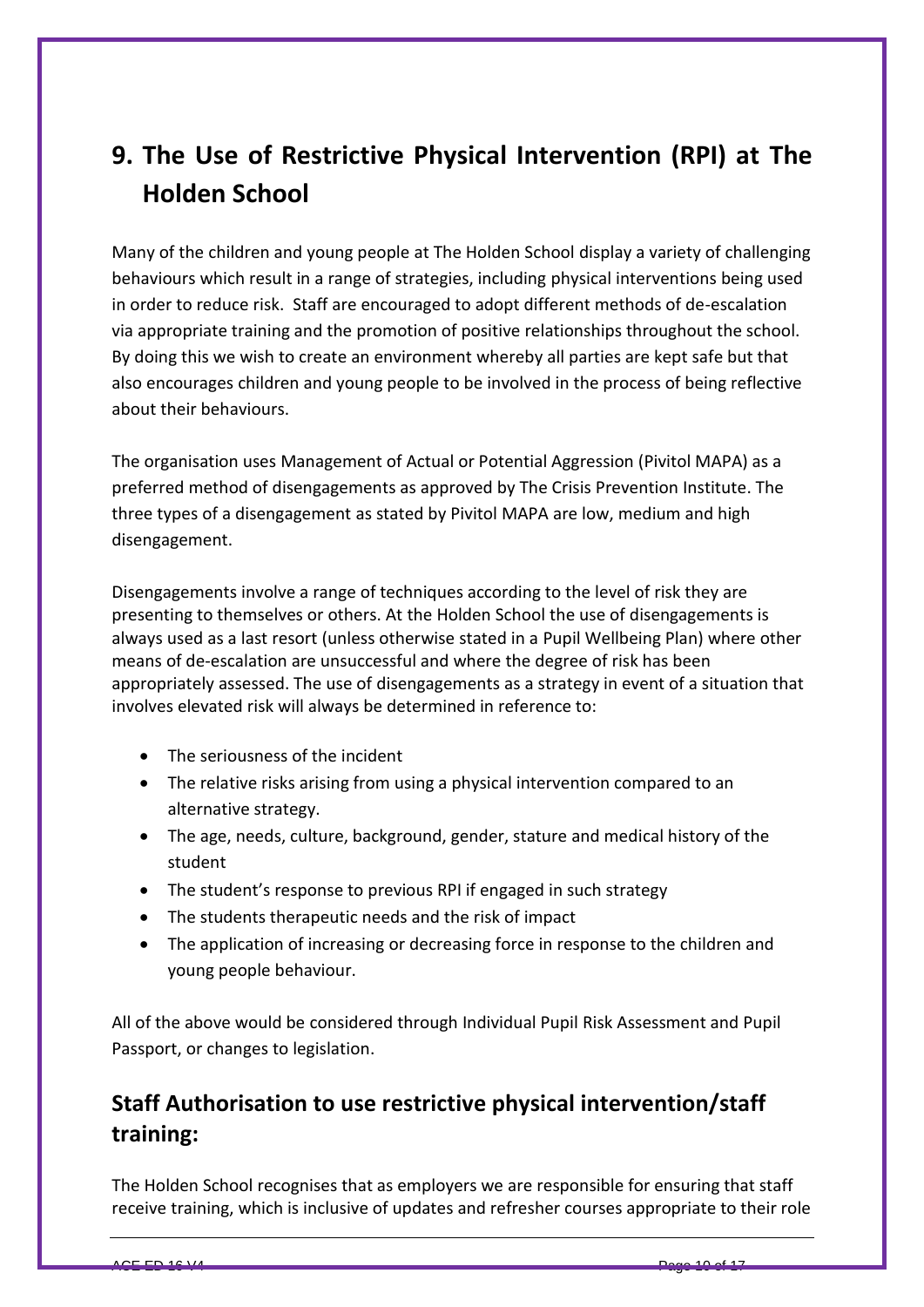# 9. The Use of Restrictive Physical Intervention (RPI) at The Holden School

Many of the children and young people at The Holden School display a variety of challenging behaviours which result in a range of strategies, including physical interventions being used in order to reduce risk. Staff are encouraged to adopt different methods of de-escalation via appropriate training and the promotion of positive relationships throughout the school. By doing this we wish to create an environment whereby all parties are kept safe but that also encourages children and young people to be involved in the process of being reflective about their behaviours.

The organisation uses Management of Actual or Potential Aggression (Pivitol MAPA) as a preferred method of disengagements as approved by The Crisis Prevention Institute. The three types of a disengagement as stated by Pivitol MAPA are low, medium and high disengagement.

Disengagements involve a range of techniques according to the level of risk they are presenting to themselves or others. At the Holden School the use of disengagements is always used as a last resort (unless otherwise stated in a Pupil Wellbeing Plan) where other means of de-escalation are unsuccessful and where the degree of risk has been appropriately assessed. The use of disengagements as a strategy in event of a situation that involves elevated risk will always be determined in reference to:

- The seriousness of the incident
- The relative risks arising from using a physical intervention compared to an alternative strategy.
- The age, needs, culture, background, gender, stature and medical history of the student
- The student's response to previous RPI if engaged in such strategy
- The students therapeutic needs and the risk of impact
- The application of increasing or decreasing force in response to the children and young people behaviour.

All of the above would be considered through Individual Pupil Risk Assessment and Pupil Passport, or changes to legislation.

## Staff Authorisation to use restrictive physical intervention/staff training:

The Holden School recognises that as employers we are responsible for ensuring that staff receive training, which is inclusive of updates and refresher courses appropriate to their role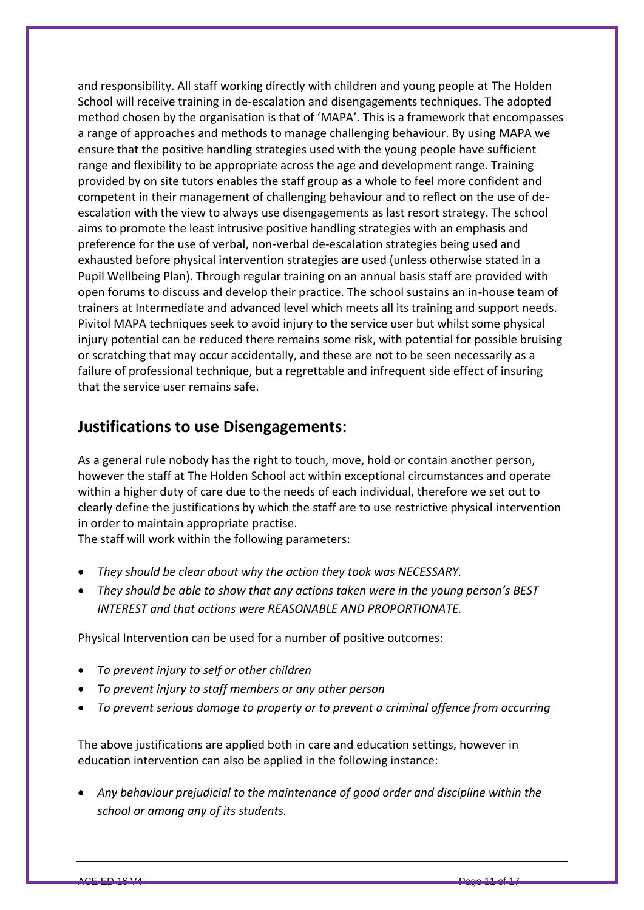and responsibility. All staff working directly with children and young people at The Holden School will receive training in de-escalation and disengagements techniques. The adopted method chosen by the organisation is that of 'MAPA'. This is a framework that encompasses a range of approaches and methods to manage challenging behaviour. By using MAPA we ensure that the positive handling strategies used with the young people have sufficient range and flexibility to be appropriate across the age and development range. Training provided by on site tutors enables the staff group as a whole to feel more confident and competent in their management of challenging behaviour and to reflect on the use of de-escalation with the view to always use disengagements as last resort strategy. The school aims to promote the least intrusive positive handling strategies with an emphasis and preference for the use of verbal, non-verbal de-escalation strategies being used and exhausted before physical intervention strategies are used (unless otherwise stated in a Pupil Wellbeing Plan). Through regular training on an annual basis staff are provided with open forums to discuss and develop their practice. The school sustains an in-house team of trainers at Intermediate and advanced level which meets all its training and support needs. Pivitol MAPA techniques seek to avoid injury to the service user but whilst some physical injury potential can be reduced there remains some risk, with potential for possible bruising or scratching that may occur accidentally, and these are not to be seen necessarily as a failure of professional technique, but a regrettable and infrequent side effect of insuring that the service user remains safe.

## Justifications to use Disengagements:

As a general rule nobody has the right to touch, move, hold or contain another person, however the staff at The Holden School act within exceptional circumstances and operate within a higher duty of care due to the needs of each individual, therefore we set out to clearly define the justifications by which the staff are to use restrictive physical intervention in order to maintain appropriate practise.
The staff will work within the following parameters:

- *They should be clear about why the action they took was NECESSARY.*
- *They should be able to show that any actions taken were in the young person's BEST INTEREST and that actions were REASONABLE AND PROPORTIONATE.*

Physical Intervention can be used for a number of positive outcomes:

- *To prevent injury to self or other children*
- *To prevent injury to staff members or any other person*
- *To prevent serious damage to property or to prevent a criminal offence from occurring*

The above justifications are applied both in care and education settings, however in education intervention can also be applied in the following instance:

- *Any behaviour prejudicial to the maintenance of good order and discipline within the school or among any of its students.*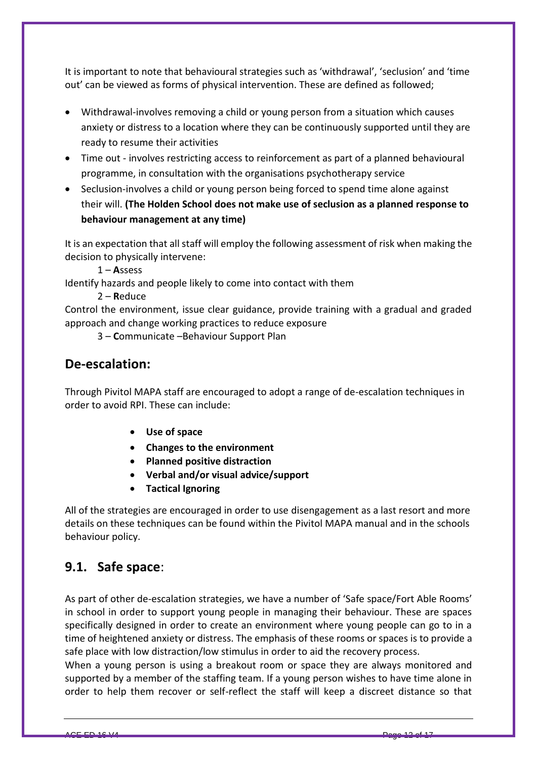It is important to note that behavioural strategies such as 'withdrawal', 'seclusion' and 'time out' can be viewed as forms of physical intervention. These are defined as followed;

- Withdrawal-involves removing a child or young person from a situation which causes anxiety or distress to a location where they can be continuously supported until they are ready to resume their activities
- Time out - involves restricting access to reinforcement as part of a planned behavioural programme, in consultation with the organisations psychotherapy service
- Seclusion-involves a child or young person being forced to spend time alone against their will. **(The Holden School does not make use of seclusion as a planned response to behaviour management at any time)**

It is an expectation that all staff will employ the following assessment of risk when making the decision to physically intervene:

1 – **A**ssess

Identify hazards and people likely to come into contact with them

2 – **R**educe

Control the environment, issue clear guidance, provide training with a gradual and graded approach and change working practices to reduce exposure

3 – **C**ommunicate –Behaviour Support Plan

## De-escalation:

Through Pivitol MAPA staff are encouraged to adopt a range of de-escalation techniques in order to avoid RPI. These can include:

- **Use of space**
- **Changes to the environment**
- **Planned positive distraction**
- **Verbal and/or visual advice/support**
- **Tactical Ignoring**

All of the strategies are encouraged in order to use disengagement as a last resort and more details on these techniques can be found within the Pivitol MAPA manual and in the schools behaviour policy.

## 9.1. Safe space:

As part of other de-escalation strategies, we have a number of 'Safe space/Fort Able Rooms' in school in order to support young people in managing their behaviour. These are spaces specifically designed in order to create an environment where young people can go to in a time of heightened anxiety or distress. The emphasis of these rooms or spaces is to provide a safe place with low distraction/low stimulus in order to aid the recovery process.

When a young person is using a breakout room or space they are always monitored and supported by a member of the staffing team. If a young person wishes to have time alone in order to help them recover or self-reflect the staff will keep a discreet distance so that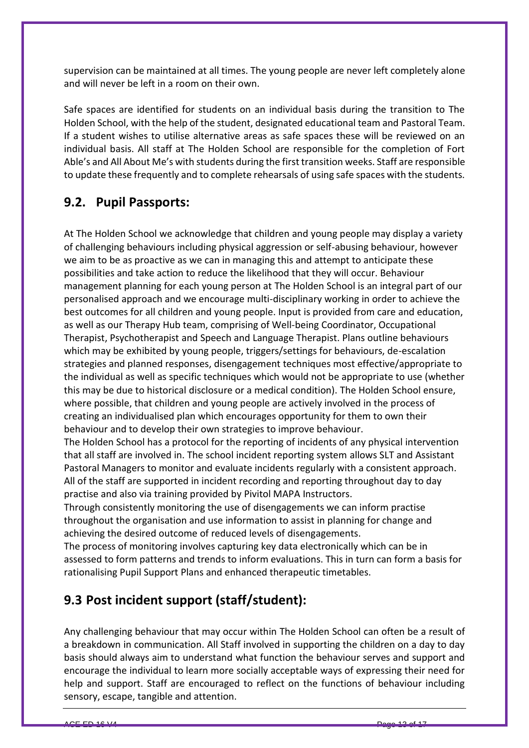supervision can be maintained at all times. The young people are never left completely alone and will never be left in a room on their own.

Safe spaces are identified for students on an individual basis during the transition to The Holden School, with the help of the student, designated educational team and Pastoral Team. If a student wishes to utilise alternative areas as safe spaces these will be reviewed on an individual basis. All staff at The Holden School are responsible for the completion of Fort Able's and All About Me's with students during the first transition weeks. Staff are responsible to update these frequently and to complete rehearsals of using safe spaces with the students.

## 9.2. Pupil Passports:

At The Holden School we acknowledge that children and young people may display a variety of challenging behaviours including physical aggression or self-abusing behaviour, however we aim to be as proactive as we can in managing this and attempt to anticipate these possibilities and take action to reduce the likelihood that they will occur. Behaviour management planning for each young person at The Holden School is an integral part of our personalised approach and we encourage multi-disciplinary working in order to achieve the best outcomes for all children and young people. Input is provided from care and education, as well as our Therapy Hub team, comprising of Well-being Coordinator, Occupational Therapist, Psychotherapist and Speech and Language Therapist. Plans outline behaviours which may be exhibited by young people, triggers/settings for behaviours, de-escalation strategies and planned responses, disengagement techniques most effective/appropriate to the individual as well as specific techniques which would not be appropriate to use (whether this may be due to historical disclosure or a medical condition). The Holden School ensure, where possible, that children and young people are actively involved in the process of creating an individualised plan which encourages opportunity for them to own their behaviour and to develop their own strategies to improve behaviour.

The Holden School has a protocol for the reporting of incidents of any physical intervention that all staff are involved in. The school incident reporting system allows SLT and Assistant Pastoral Managers to monitor and evaluate incidents regularly with a consistent approach. All of the staff are supported in incident recording and reporting throughout day to day practise and also via training provided by Pivitol MAPA Instructors.

Through consistently monitoring the use of disengagements we can inform practise throughout the organisation and use information to assist in planning for change and achieving the desired outcome of reduced levels of disengagements.

The process of monitoring involves capturing key data electronically which can be in assessed to form patterns and trends to inform evaluations. This in turn can form a basis for rationalising Pupil Support Plans and enhanced therapeutic timetables.

## 9.3 Post incident support (staff/student):

Any challenging behaviour that may occur within The Holden School can often be a result of a breakdown in communication. All Staff involved in supporting the children on a day to day basis should always aim to understand what function the behaviour serves and support and encourage the individual to learn more socially acceptable ways of expressing their need for help and support. Staff are encouraged to reflect on the functions of behaviour including sensory, escape, tangible and attention.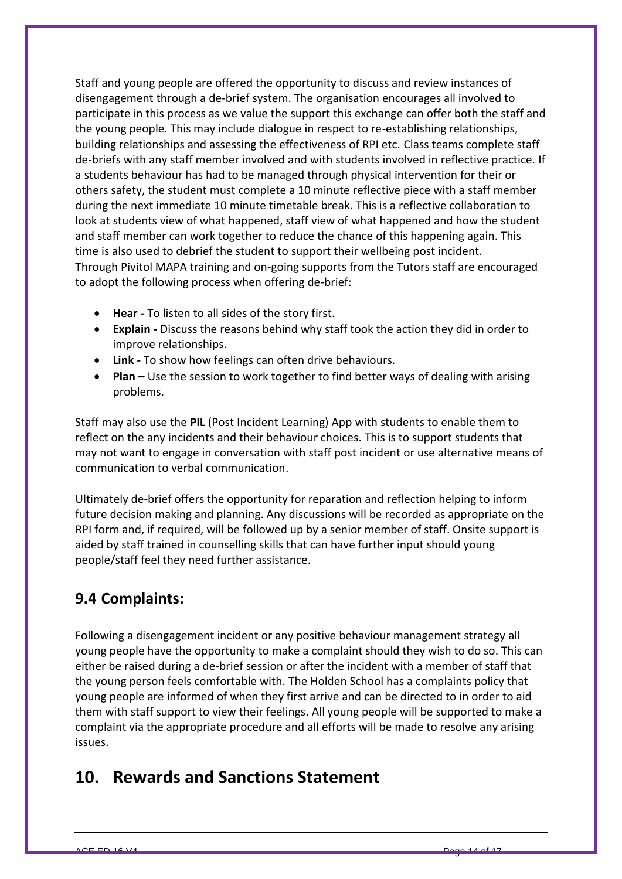Staff and young people are offered the opportunity to discuss and review instances of disengagement through a de-brief system. The organisation encourages all involved to participate in this process as we value the support this exchange can offer both the staff and the young people. This may include dialogue in respect to re-establishing relationships, building relationships and assessing the effectiveness of RPI etc. Class teams complete staff de-briefs with any staff member involved and with students involved in reflective practice. If a students behaviour has had to be managed through physical intervention for their or others safety, the student must complete a 10 minute reflective piece with a staff member during the next immediate 10 minute timetable break. This is a reflective collaboration to look at students view of what happened, staff view of what happened and how the student and staff member can work together to reduce the chance of this happening again. This time is also used to debrief the student to support their wellbeing post incident. Through Pivitol MAPA training and on-going supports from the Tutors staff are encouraged to adopt the following process when offering de-brief:

- **Hear -** To listen to all sides of the story first.
- **Explain -** Discuss the reasons behind why staff took the action they did in order to improve relationships.
- **Link -** To show how feelings can often drive behaviours.
- **Plan –** Use the session to work together to find better ways of dealing with arising problems.

Staff may also use the **PIL** (Post Incident Learning) App with students to enable them to reflect on the any incidents and their behaviour choices. This is to support students that may not want to engage in conversation with staff post incident or use alternative means of communication to verbal communication.

Ultimately de-brief offers the opportunity for reparation and reflection helping to inform future decision making and planning. Any discussions will be recorded as appropriate on the RPI form and, if required, will be followed up by a senior member of staff. Onsite support is aided by staff trained in counselling skills that can have further input should young people/staff feel they need further assistance.

## 9.4 Complaints:

Following a disengagement incident or any positive behaviour management strategy all young people have the opportunity to make a complaint should they wish to do so. This can either be raised during a de-brief session or after the incident with a member of staff that the young person feels comfortable with. The Holden School has a complaints policy that young people are informed of when they first arrive and can be directed to in order to aid them with staff support to view their feelings. All young people will be supported to make a complaint via the appropriate procedure and all efforts will be made to resolve any arising issues.

# 10. Rewards and Sanctions Statement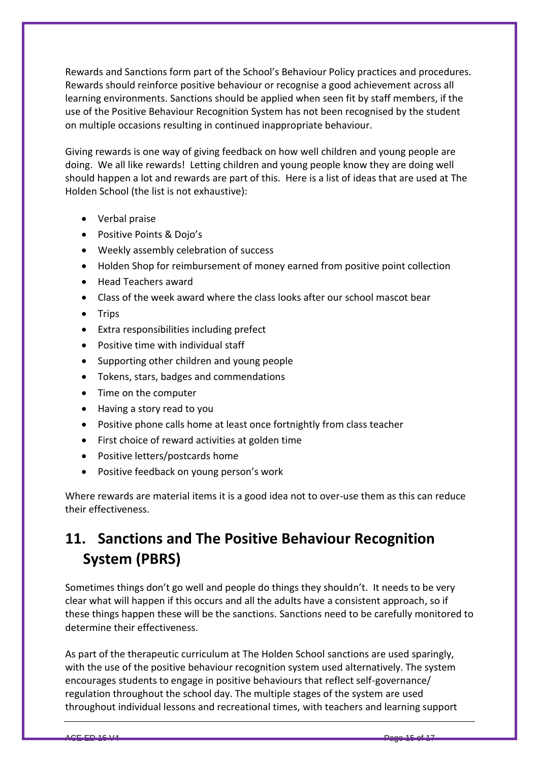Rewards and Sanctions form part of the School's Behaviour Policy practices and procedures. Rewards should reinforce positive behaviour or recognise a good achievement across all learning environments. Sanctions should be applied when seen fit by staff members, if the use of the Positive Behaviour Recognition System has not been recognised by the student on multiple occasions resulting in continued inappropriate behaviour.

Giving rewards is one way of giving feedback on how well children and young people are doing. We all like rewards! Letting children and young people know they are doing well should happen a lot and rewards are part of this. Here is a list of ideas that are used at The Holden School (the list is not exhaustive):

- Verbal praise
- Positive Points & Dojo's
- Weekly assembly celebration of success
- Holden Shop for reimbursement of money earned from positive point collection
- Head Teachers award
- Class of the week award where the class looks after our school mascot bear
- Trips
- Extra responsibilities including prefect
- Positive time with individual staff
- Supporting other children and young people
- Tokens, stars, badges and commendations
- Time on the computer
- Having a story read to you
- Positive phone calls home at least once fortnightly from class teacher
- First choice of reward activities at golden time
- Positive letters/postcards home
- Positive feedback on young person's work

Where rewards are material items it is a good idea not to over-use them as this can reduce their effectiveness.

## 11. Sanctions and The Positive Behaviour Recognition System (PBRS)

Sometimes things don't go well and people do things they shouldn't. It needs to be very clear what will happen if this occurs and all the adults have a consistent approach, so if these things happen these will be the sanctions. Sanctions need to be carefully monitored to determine their effectiveness.

As part of the therapeutic curriculum at The Holden School sanctions are used sparingly, with the use of the positive behaviour recognition system used alternatively. The system encourages students to engage in positive behaviours that reflect self-governance/ regulation throughout the school day. The multiple stages of the system are used throughout individual lessons and recreational times, with teachers and learning support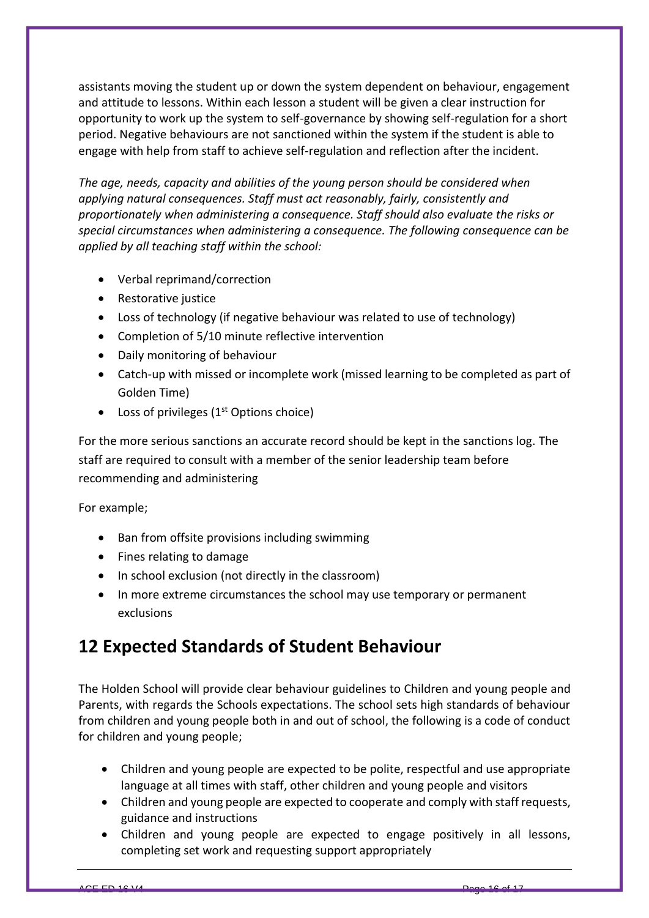assistants moving the student up or down the system dependent on behaviour, engagement and attitude to lessons. Within each lesson a student will be given a clear instruction for opportunity to work up the system to self-governance by showing self-regulation for a short period. Negative behaviours are not sanctioned within the system if the student is able to engage with help from staff to achieve self-regulation and reflection after the incident.

*The age, needs, capacity and abilities of the young person should be considered when applying natural consequences. Staff must act reasonably, fairly, consistently and proportionately when administering a consequence. Staff should also evaluate the risks or special circumstances when administering a consequence. The following consequence can be applied by all teaching staff within the school:*

- Verbal reprimand/correction
- Restorative justice
- Loss of technology (if negative behaviour was related to use of technology)
- Completion of 5/10 minute reflective intervention
- Daily monitoring of behaviour
- Catch-up with missed or incomplete work (missed learning to be completed as part of Golden Time)
- Loss of privileges (1st Options choice)

For the more serious sanctions an accurate record should be kept in the sanctions log. The staff are required to consult with a member of the senior leadership team before recommending and administering

For example;

- Ban from offsite provisions including swimming
- Fines relating to damage
- In school exclusion (not directly in the classroom)
- In more extreme circumstances the school may use temporary or permanent exclusions

## 12 Expected Standards of Student Behaviour

The Holden School will provide clear behaviour guidelines to Children and young people and Parents, with regards the Schools expectations. The school sets high standards of behaviour from children and young people both in and out of school, the following is a code of conduct for children and young people;

- Children and young people are expected to be polite, respectful and use appropriate language at all times with staff, other children and young people and visitors
- Children and young people are expected to cooperate and comply with staff requests, guidance and instructions
- Children and young people are expected to engage positively in all lessons, completing set work and requesting support appropriately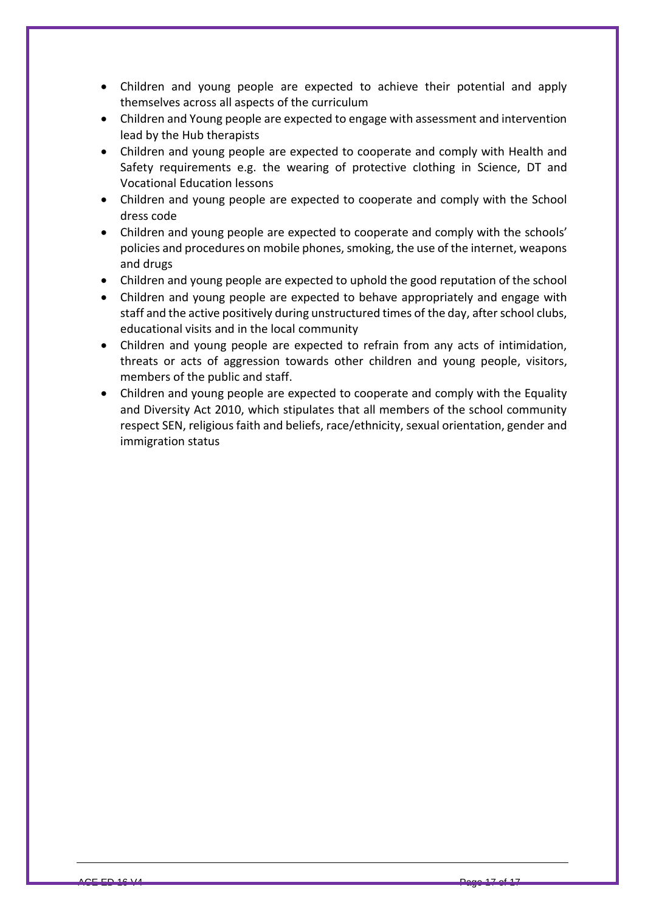- Children and young people are expected to achieve their potential and apply themselves across all aspects of the curriculum
- Children and Young people are expected to engage with assessment and intervention lead by the Hub therapists
- Children and young people are expected to cooperate and comply with Health and Safety requirements e.g. the wearing of protective clothing in Science, DT and Vocational Education lessons
- Children and young people are expected to cooperate and comply with the School dress code
- Children and young people are expected to cooperate and comply with the schools' policies and procedures on mobile phones, smoking, the use of the internet, weapons and drugs
- Children and young people are expected to uphold the good reputation of the school
- Children and young people are expected to behave appropriately and engage with staff and the active positively during unstructured times of the day, after school clubs, educational visits and in the local community
- Children and young people are expected to refrain from any acts of intimidation, threats or acts of aggression towards other children and young people, visitors, members of the public and staff.
- Children and young people are expected to cooperate and comply with the Equality and Diversity Act 2010, which stipulates that all members of the school community respect SEN, religious faith and beliefs, race/ethnicity, sexual orientation, gender and immigration status